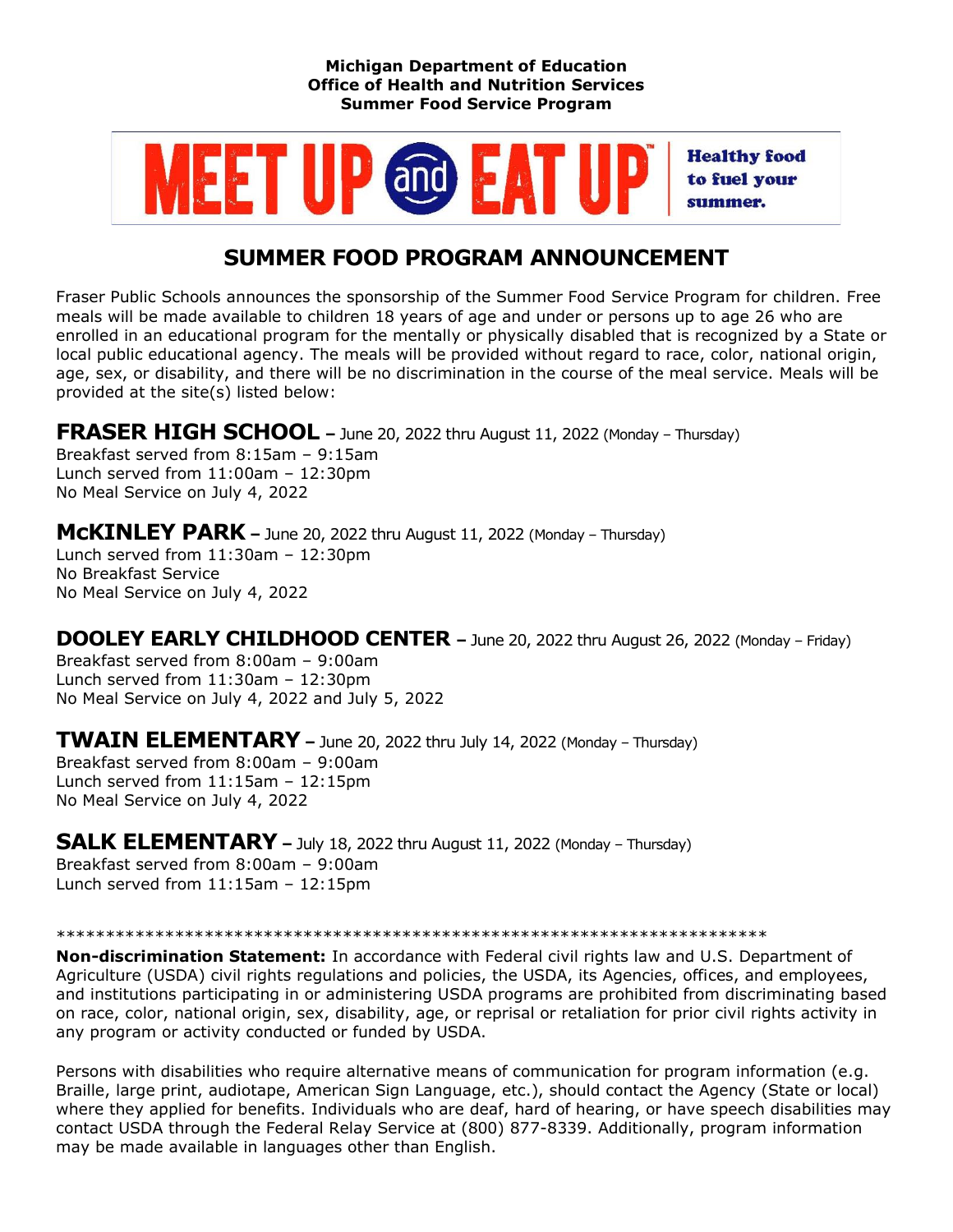**Michigan Department of Education**
**Office of Health and Nutrition Services**
**Summer Food Service Program**

MEET UP and EAT UP™ | Healthy food to fuel your summer.

# SUMMER FOOD PROGRAM ANNOUNCEMENT

Fraser Public Schools announces the sponsorship of the Summer Food Service Program for children. Free meals will be made available to children 18 years of age and under or persons up to age 26 who are enrolled in an educational program for the mentally or physically disabled that is recognized by a State or local public educational agency. The meals will be provided without regard to race, color, national origin, age, sex, or disability, and there will be no discrimination in the course of the meal service. Meals will be provided at the site(s) listed below:

**FRASER HIGH SCHOOL** – June 20, 2022 thru August 11, 2022 (Monday – Thursday)
Breakfast served from 8:15am – 9:15am
Lunch served from 11:00am – 12:30pm
No Meal Service on July 4, 2022

**McKINLEY PARK** – June 20, 2022 thru August 11, 2022 (Monday – Thursday)
Lunch served from 11:30am – 12:30pm
No Breakfast Service
No Meal Service on July 4, 2022

**DOOLEY EARLY CHILDHOOD CENTER** – June 20, 2022 thru August 26, 2022 (Monday – Friday)
Breakfast served from 8:00am – 9:00am
Lunch served from 11:30am – 12:30pm
No Meal Service on July 4, 2022 and July 5, 2022

**TWAIN ELEMENTARY** – June 20, 2022 thru July 14, 2022 (Monday – Thursday)
Breakfast served from 8:00am – 9:00am
Lunch served from 11:15am – 12:15pm
No Meal Service on July 4, 2022

**SALK ELEMENTARY** – July 18, 2022 thru August 11, 2022 (Monday – Thursday)
Breakfast served from 8:00am – 9:00am
Lunch served from 11:15am – 12:15pm

*************************************************************************

**Non-discrimination Statement:** In accordance with Federal civil rights law and U.S. Department of Agriculture (USDA) civil rights regulations and policies, the USDA, its Agencies, offices, and employees, and institutions participating in or administering USDA programs are prohibited from discriminating based on race, color, national origin, sex, disability, age, or reprisal or retaliation for prior civil rights activity in any program or activity conducted or funded by USDA.

Persons with disabilities who require alternative means of communication for program information (e.g. Braille, large print, audiotape, American Sign Language, etc.), should contact the Agency (State or local) where they applied for benefits. Individuals who are deaf, hard of hearing, or have speech disabilities may contact USDA through the Federal Relay Service at (800) 877-8339. Additionally, program information may be made available in languages other than English.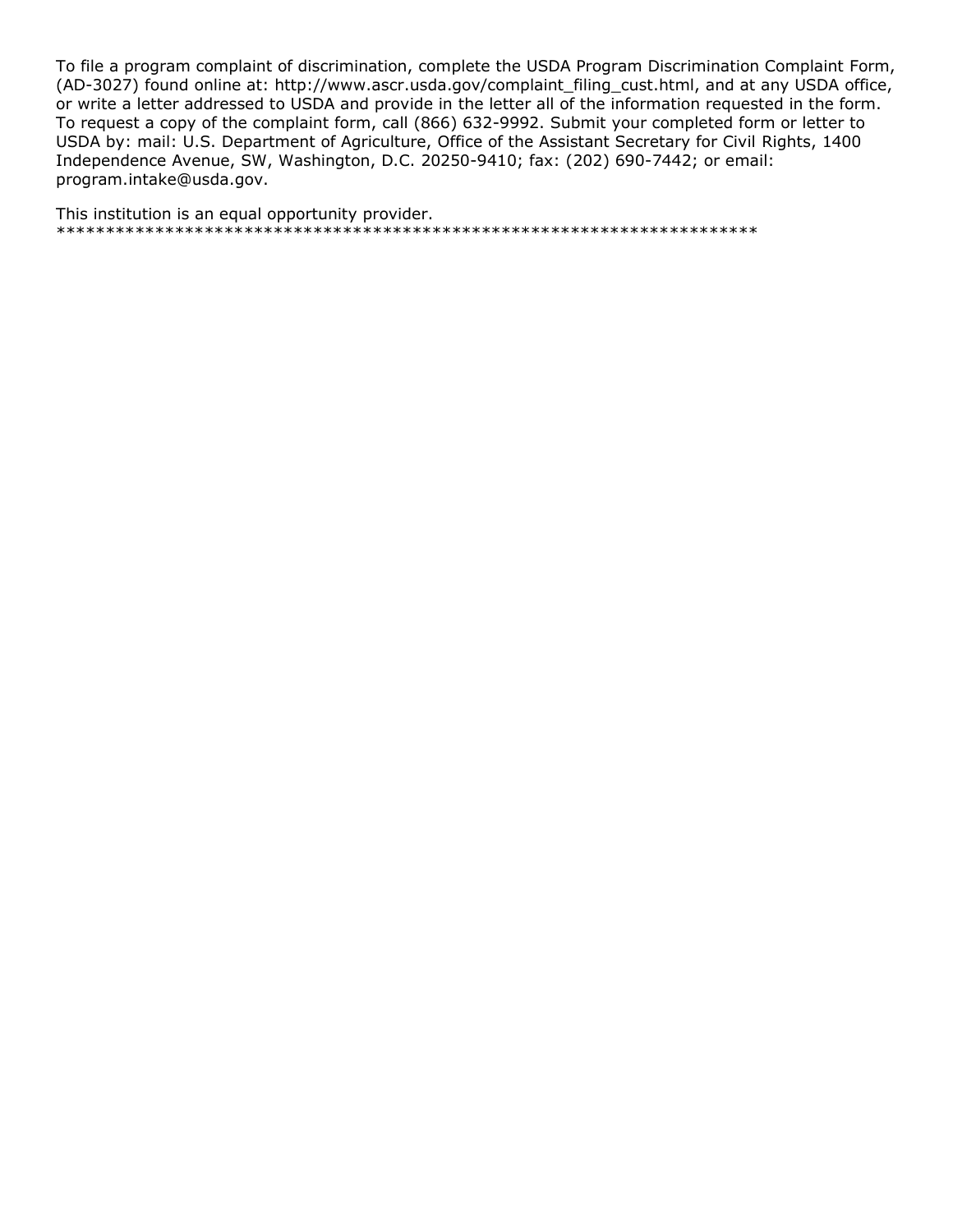To file a program complaint of discrimination, complete the USDA Program Discrimination Complaint Form, (AD-3027) found online at: http://www.ascr.usda.gov/complaint_filing_cust.html, and at any USDA office, or write a letter addressed to USDA and provide in the letter all of the information requested in the form. To request a copy of the complaint form, call (866) 632-9992. Submit your completed form or letter to USDA by: mail: U.S. Department of Agriculture, Office of the Assistant Secretary for Civil Rights, 1400 Independence Avenue, SW, Washington, D.C. 20250-9410; fax: (202) 690-7442; or email: program.intake@usda.gov.

This institution is an equal opportunity provider.
************************************************************************